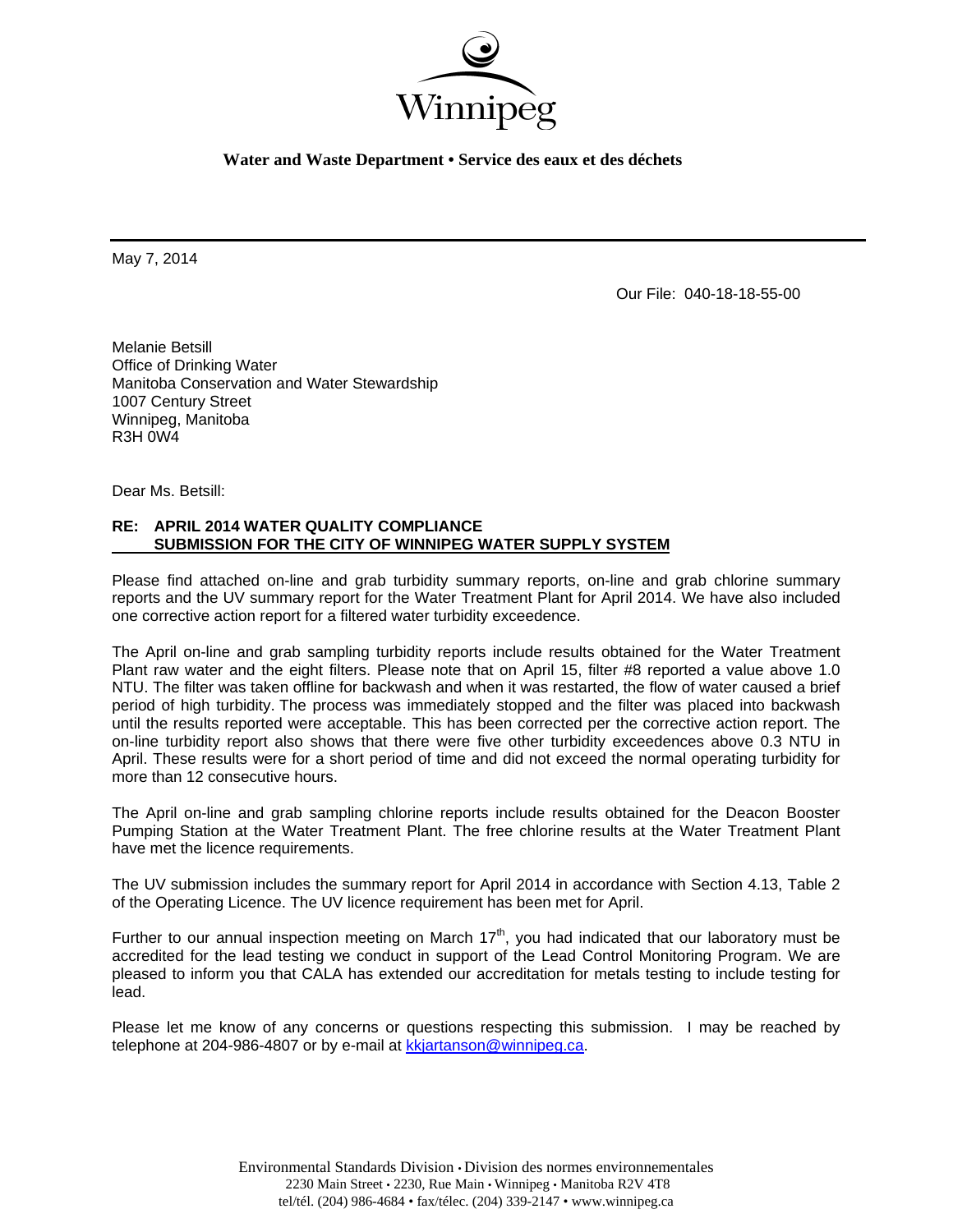Winnipeg

**Water and Waste Department • Service des eaux et des déchets**

May 7, 2014

Our File: 040-18-18-55-00

Melanie Betsill
Office of Drinking Water
Manitoba Conservation and Water Stewardship
1007 Century Street
Winnipeg, Manitoba
R3H 0W4

Dear Ms. Betsill:

**RE: APRIL 2014 WATER QUALITY COMPLIANCE SUBMISSION FOR THE CITY OF WINNIPEG WATER SUPPLY SYSTEM**

Please find attached on-line and grab turbidity summary reports, on-line and grab chlorine summary reports and the UV summary report for the Water Treatment Plant for April 2014. We have also included one corrective action report for a filtered water turbidity exceedence.

The April on-line and grab sampling turbidity reports include results obtained for the Water Treatment Plant raw water and the eight filters. Please note that on April 15, filter #8 reported a value above 1.0 NTU. The filter was taken offline for backwash and when it was restarted, the flow of water caused a brief period of high turbidity. The process was immediately stopped and the filter was placed into backwash until the results reported were acceptable. This has been corrected per the corrective action report. The on-line turbidity report also shows that there were five other turbidity exceedences above 0.3 NTU in April. These results were for a short period of time and did not exceed the normal operating turbidity for more than 12 consecutive hours.

The April on-line and grab sampling chlorine reports include results obtained for the Deacon Booster Pumping Station at the Water Treatment Plant. The free chlorine results at the Water Treatment Plant have met the licence requirements.

The UV submission includes the summary report for April 2014 in accordance with Section 4.13, Table 2 of the Operating Licence. The UV licence requirement has been met for April.

Further to our annual inspection meeting on March 17th, you had indicated that our laboratory must be accredited for the lead testing we conduct in support of the Lead Control Monitoring Program. We are pleased to inform you that CALA has extended our accreditation for metals testing to include testing for lead.

Please let me know of any concerns or questions respecting this submission. I may be reached by telephone at 204-986-4807 or by e-mail at kkjartanson@winnipeg.ca.

Environmental Standards Division • Division des normes environnementales
2230 Main Street • 2230, Rue Main • Winnipeg • Manitoba R2V 4T8
tel/tél. (204) 986-4684 • fax/télec. (204) 339-2147 • www.winnipeg.ca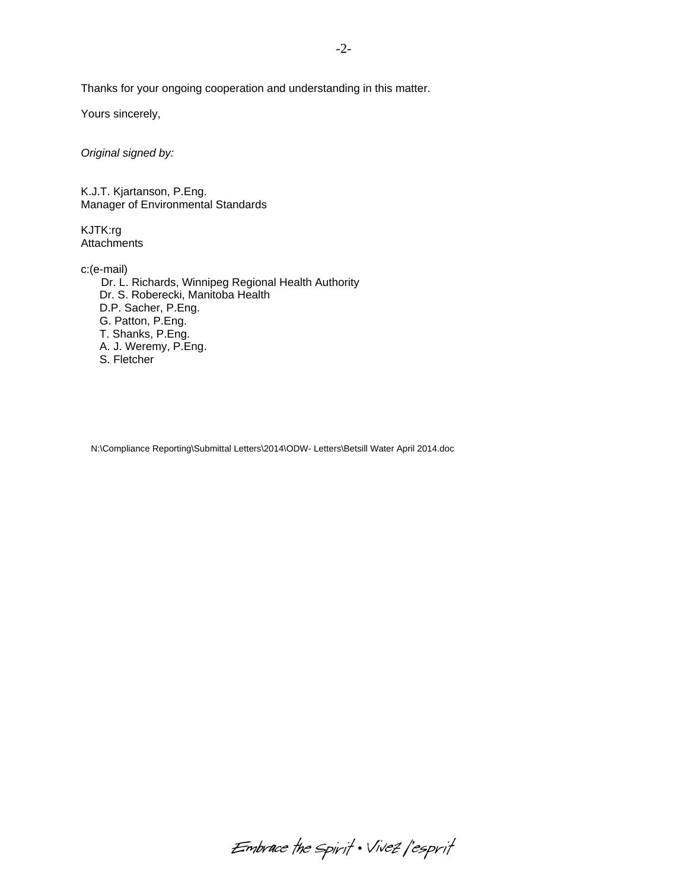Thanks for your ongoing cooperation and understanding in this matter.

Yours sincerely,

*Original signed by:*

K.J.T. Kjartanson, P.Eng.
Manager of Environmental Standards

KJTK:rg
Attachments

c:(e-mail)
- Dr. L. Richards, Winnipeg Regional Health Authority
- Dr. S. Roberecki, Manitoba Health
- D.P. Sacher, P.Eng.
- G. Patton, P.Eng.
- T. Shanks, P.Eng.
- A. J. Weremy, P.Eng.
- S. Fletcher

N:\Compliance Reporting\Submittal Letters\2014\ODW- Letters\Betsill Water April 2014.doc

*Embrace the Spirit • Vivez l'esprit*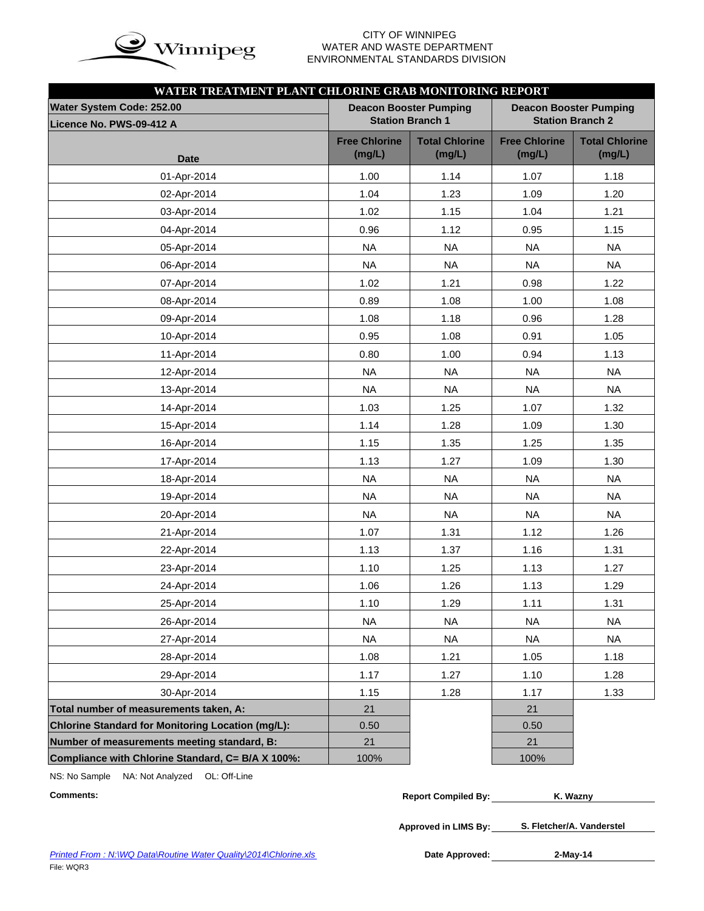CITY OF WINNIPEG
WATER AND WASTE DEPARTMENT
ENVIRONMENTAL STANDARDS DIVISION

## WATER TREATMENT PLANT CHLORINE GRAB MONITORING REPORT

| Water System Code: 252.00 / Licence No. PWS-09-412 A | Deacon Booster Pumping Station Branch 1 | | Deacon Booster Pumping Station Branch 2 | |
|---|---|---|---|---|
| Date | Free Chlorine (mg/L) | Total Chlorine (mg/L) | Free Chlorine (mg/L) | Total Chlorine (mg/L) |
| 01-Apr-2014 | 1.00 | 1.14 | 1.07 | 1.18 |
| 02-Apr-2014 | 1.04 | 1.23 | 1.09 | 1.20 |
| 03-Apr-2014 | 1.02 | 1.15 | 1.04 | 1.21 |
| 04-Apr-2014 | 0.96 | 1.12 | 0.95 | 1.15 |
| 05-Apr-2014 | NA | NA | NA | NA |
| 06-Apr-2014 | NA | NA | NA | NA |
| 07-Apr-2014 | 1.02 | 1.21 | 0.98 | 1.22 |
| 08-Apr-2014 | 0.89 | 1.08 | 1.00 | 1.08 |
| 09-Apr-2014 | 1.08 | 1.18 | 0.96 | 1.28 |
| 10-Apr-2014 | 0.95 | 1.08 | 0.91 | 1.05 |
| 11-Apr-2014 | 0.80 | 1.00 | 0.94 | 1.13 |
| 12-Apr-2014 | NA | NA | NA | NA |
| 13-Apr-2014 | NA | NA | NA | NA |
| 14-Apr-2014 | 1.03 | 1.25 | 1.07 | 1.32 |
| 15-Apr-2014 | 1.14 | 1.28 | 1.09 | 1.30 |
| 16-Apr-2014 | 1.15 | 1.35 | 1.25 | 1.35 |
| 17-Apr-2014 | 1.13 | 1.27 | 1.09 | 1.30 |
| 18-Apr-2014 | NA | NA | NA | NA |
| 19-Apr-2014 | NA | NA | NA | NA |
| 20-Apr-2014 | NA | NA | NA | NA |
| 21-Apr-2014 | 1.07 | 1.31 | 1.12 | 1.26 |
| 22-Apr-2014 | 1.13 | 1.37 | 1.16 | 1.31 |
| 23-Apr-2014 | 1.10 | 1.25 | 1.13 | 1.27 |
| 24-Apr-2014 | 1.06 | 1.26 | 1.13 | 1.29 |
| 25-Apr-2014 | 1.10 | 1.29 | 1.11 | 1.31 |
| 26-Apr-2014 | NA | NA | NA | NA |
| 27-Apr-2014 | NA | NA | NA | NA |
| 28-Apr-2014 | 1.08 | 1.21 | 1.05 | 1.18 |
| 29-Apr-2014 | 1.17 | 1.27 | 1.10 | 1.28 |
| 30-Apr-2014 | 1.15 | 1.28 | 1.17 | 1.33 |
| **Total number of measurements taken, A:** | 21 | | 21 | |
| **Chlorine Standard for Monitoring Location (mg/L):** | 0.50 | | 0.50 | |
| **Number of measurements meeting standard, B:** | 21 | | 21 | |
| **Compliance with Chlorine Standard, C= B/A X 100%:** | 100% | | 100% | |

NS: No Sample NA: Not Analyzed OL: Off-Line

**Comments:**

**Report Compiled By:** K. Wazny

**Approved in LIMS By:** S. Fletcher/A. Vanderstel

**Date Approved:** 2-May-14

*Printed From : N:\WQ Data\Routine Water Quality\2014\Chlorine.xls*

File: WQR3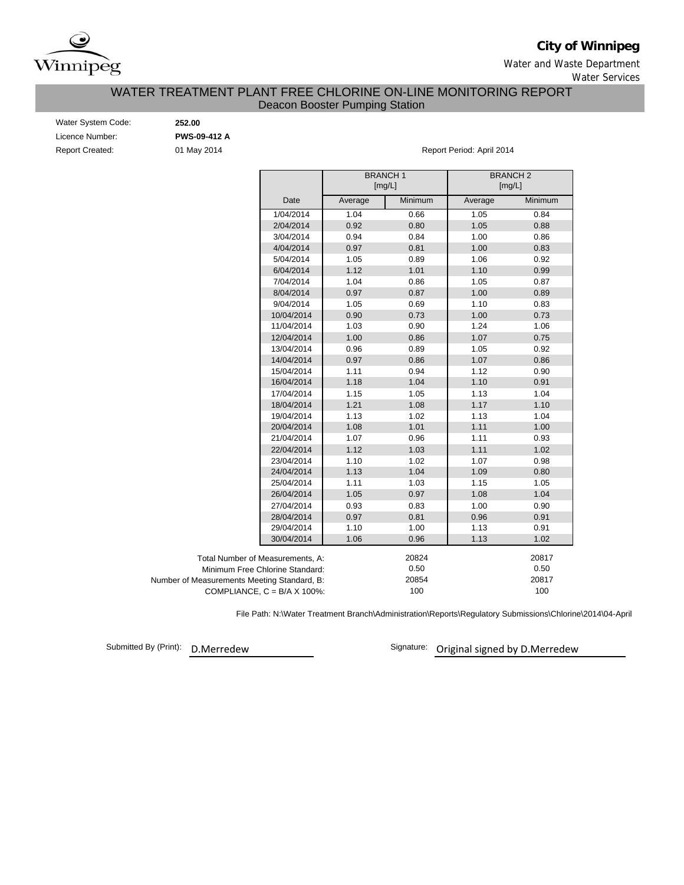**City of Winnipeg**

Water and Waste Department

Water Services

# WATER TREATMENT PLANT FREE CHLORINE ON-LINE MONITORING REPORT

## Deacon Booster Pumping Station

Water System Code: **252.00**

Licence Number: **PWS-09-412 A**

Report Created: 01 May 2014

Report Period: April 2014

| | BRANCH 1 [mg/L] | | BRANCH 2 [mg/L] | |
|---|---|---|---|---|
| Date | Average | Minimum | Average | Minimum |
| 1/04/2014 | 1.04 | 0.66 | 1.05 | 0.84 |
| 2/04/2014 | 0.92 | 0.80 | 1.05 | 0.88 |
| 3/04/2014 | 0.94 | 0.84 | 1.00 | 0.86 |
| 4/04/2014 | 0.97 | 0.81 | 1.00 | 0.83 |
| 5/04/2014 | 1.05 | 0.89 | 1.06 | 0.92 |
| 6/04/2014 | 1.12 | 1.01 | 1.10 | 0.99 |
| 7/04/2014 | 1.04 | 0.86 | 1.05 | 0.87 |
| 8/04/2014 | 0.97 | 0.87 | 1.00 | 0.89 |
| 9/04/2014 | 1.05 | 0.69 | 1.10 | 0.83 |
| 10/04/2014 | 0.90 | 0.73 | 1.00 | 0.73 |
| 11/04/2014 | 1.03 | 0.90 | 1.24 | 1.06 |
| 12/04/2014 | 1.00 | 0.86 | 1.07 | 0.75 |
| 13/04/2014 | 0.96 | 0.89 | 1.05 | 0.92 |
| 14/04/2014 | 0.97 | 0.86 | 1.07 | 0.86 |
| 15/04/2014 | 1.11 | 0.94 | 1.12 | 0.90 |
| 16/04/2014 | 1.18 | 1.04 | 1.10 | 0.91 |
| 17/04/2014 | 1.15 | 1.05 | 1.13 | 1.04 |
| 18/04/2014 | 1.21 | 1.08 | 1.17 | 1.10 |
| 19/04/2014 | 1.13 | 1.02 | 1.13 | 1.04 |
| 20/04/2014 | 1.08 | 1.01 | 1.11 | 1.00 |
| 21/04/2014 | 1.07 | 0.96 | 1.11 | 0.93 |
| 22/04/2014 | 1.12 | 1.03 | 1.11 | 1.02 |
| 23/04/2014 | 1.10 | 1.02 | 1.07 | 0.98 |
| 24/04/2014 | 1.13 | 1.04 | 1.09 | 0.80 |
| 25/04/2014 | 1.11 | 1.03 | 1.15 | 1.05 |
| 26/04/2014 | 1.05 | 0.97 | 1.08 | 1.04 |
| 27/04/2014 | 0.93 | 0.83 | 1.00 | 0.90 |
| 28/04/2014 | 0.97 | 0.81 | 0.96 | 0.91 |
| 29/04/2014 | 1.10 | 1.00 | 1.13 | 0.91 |
| 30/04/2014 | 1.06 | 0.96 | 1.13 | 1.02 |

| | BRANCH 1 | BRANCH 2 |
|---|---|---|
| Total Number of Measurements, A: | 20824 | 20817 |
| Minimum Free Chlorine Standard: | 0.50 | 0.50 |
| Number of Measurements Meeting Standard, B: | 20854 | 20817 |
| COMPLIANCE, C = B/A X 100%: | 100 | 100 |

File Path: N:\Water Treatment Branch\Administration\Reports\Regulatory Submissions\Chlorine\2014\04-April

Submitted By (Print): D.Merredew

Signature: Original signed by D.Merredew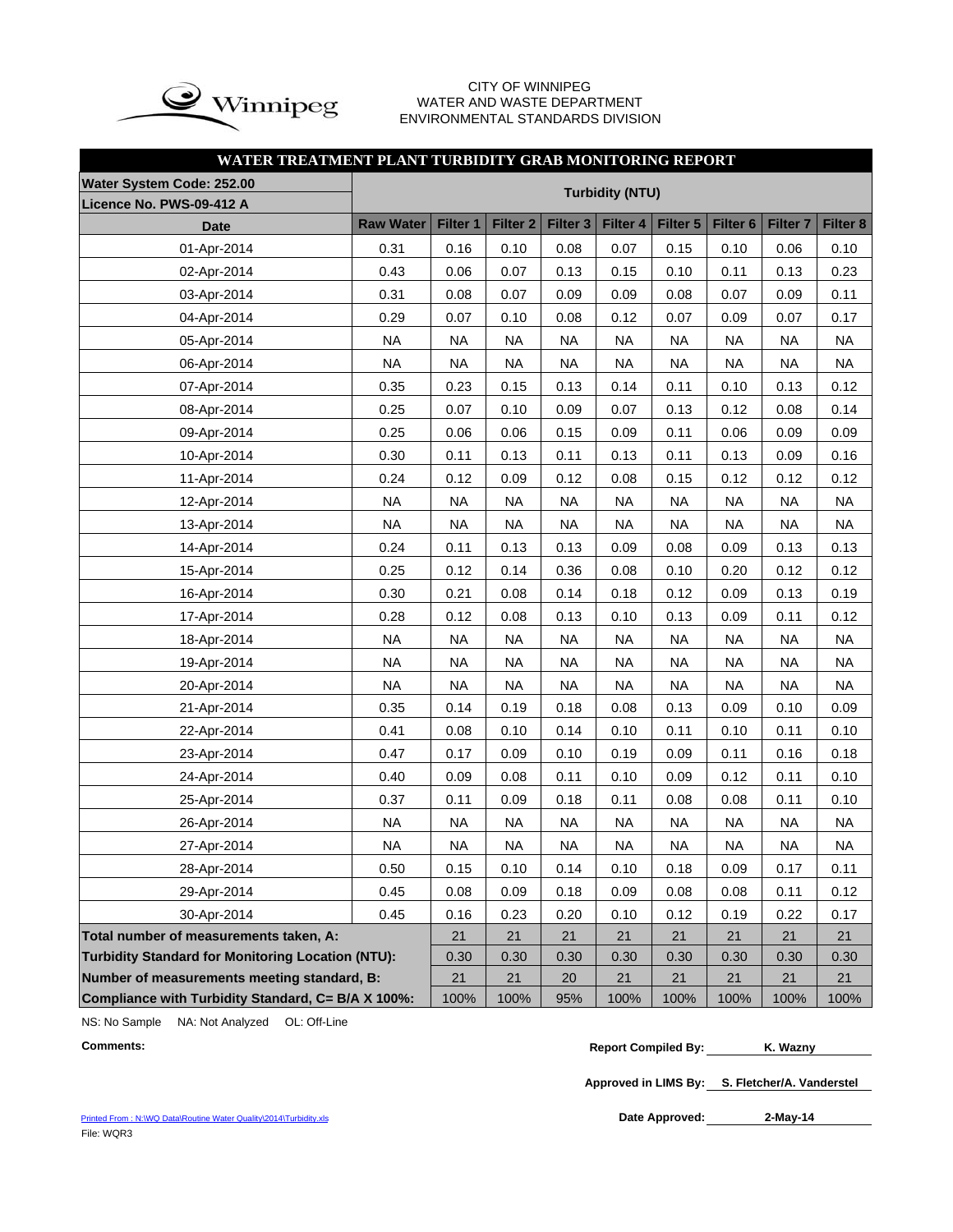CITY OF WINNIPEG
WATER AND WASTE DEPARTMENT
ENVIRONMENTAL STANDARDS DIVISION

## WATER TREATMENT PLANT TURBIDITY GRAB MONITORING REPORT

| Water System Code: 252.00 / Licence No. PWS-09-412 A | Turbidity (NTU) | | | | | | | | |
|---|---|---|---|---|---|---|---|---|---|
| **Date** | **Raw Water** | **Filter 1** | **Filter 2** | **Filter 3** | **Filter 4** | **Filter 5** | **Filter 6** | **Filter 7** | **Filter 8** |
| 01-Apr-2014 | 0.31 | 0.16 | 0.10 | 0.08 | 0.07 | 0.15 | 0.10 | 0.06 | 0.10 |
| 02-Apr-2014 | 0.43 | 0.06 | 0.07 | 0.13 | 0.15 | 0.10 | 0.11 | 0.13 | 0.23 |
| 03-Apr-2014 | 0.31 | 0.08 | 0.07 | 0.09 | 0.09 | 0.08 | 0.07 | 0.09 | 0.11 |
| 04-Apr-2014 | 0.29 | 0.07 | 0.10 | 0.08 | 0.12 | 0.07 | 0.09 | 0.07 | 0.17 |
| 05-Apr-2014 | NA | NA | NA | NA | NA | NA | NA | NA | NA |
| 06-Apr-2014 | NA | NA | NA | NA | NA | NA | NA | NA | NA |
| 07-Apr-2014 | 0.35 | 0.23 | 0.15 | 0.13 | 0.14 | 0.11 | 0.10 | 0.13 | 0.12 |
| 08-Apr-2014 | 0.25 | 0.07 | 0.10 | 0.09 | 0.07 | 0.13 | 0.12 | 0.08 | 0.14 |
| 09-Apr-2014 | 0.25 | 0.06 | 0.06 | 0.15 | 0.09 | 0.11 | 0.06 | 0.09 | 0.09 |
| 10-Apr-2014 | 0.30 | 0.11 | 0.13 | 0.11 | 0.13 | 0.11 | 0.13 | 0.09 | 0.16 |
| 11-Apr-2014 | 0.24 | 0.12 | 0.09 | 0.12 | 0.08 | 0.15 | 0.12 | 0.12 | 0.12 |
| 12-Apr-2014 | NA | NA | NA | NA | NA | NA | NA | NA | NA |
| 13-Apr-2014 | NA | NA | NA | NA | NA | NA | NA | NA | NA |
| 14-Apr-2014 | 0.24 | 0.11 | 0.13 | 0.13 | 0.09 | 0.08 | 0.09 | 0.13 | 0.13 |
| 15-Apr-2014 | 0.25 | 0.12 | 0.14 | 0.36 | 0.08 | 0.10 | 0.20 | 0.12 | 0.12 |
| 16-Apr-2014 | 0.30 | 0.21 | 0.08 | 0.14 | 0.18 | 0.12 | 0.09 | 0.13 | 0.19 |
| 17-Apr-2014 | 0.28 | 0.12 | 0.08 | 0.13 | 0.10 | 0.13 | 0.09 | 0.11 | 0.12 |
| 18-Apr-2014 | NA | NA | NA | NA | NA | NA | NA | NA | NA |
| 19-Apr-2014 | NA | NA | NA | NA | NA | NA | NA | NA | NA |
| 20-Apr-2014 | NA | NA | NA | NA | NA | NA | NA | NA | NA |
| 21-Apr-2014 | 0.35 | 0.14 | 0.19 | 0.18 | 0.08 | 0.13 | 0.09 | 0.10 | 0.09 |
| 22-Apr-2014 | 0.41 | 0.08 | 0.10 | 0.14 | 0.10 | 0.11 | 0.10 | 0.11 | 0.10 |
| 23-Apr-2014 | 0.47 | 0.17 | 0.09 | 0.10 | 0.19 | 0.09 | 0.11 | 0.16 | 0.18 |
| 24-Apr-2014 | 0.40 | 0.09 | 0.08 | 0.11 | 0.10 | 0.09 | 0.12 | 0.11 | 0.10 |
| 25-Apr-2014 | 0.37 | 0.11 | 0.09 | 0.18 | 0.11 | 0.08 | 0.08 | 0.11 | 0.10 |
| 26-Apr-2014 | NA | NA | NA | NA | NA | NA | NA | NA | NA |
| 27-Apr-2014 | NA | NA | NA | NA | NA | NA | NA | NA | NA |
| 28-Apr-2014 | 0.50 | 0.15 | 0.10 | 0.14 | 0.10 | 0.18 | 0.09 | 0.17 | 0.11 |
| 29-Apr-2014 | 0.45 | 0.08 | 0.09 | 0.18 | 0.09 | 0.08 | 0.08 | 0.11 | 0.12 |
| 30-Apr-2014 | 0.45 | 0.16 | 0.23 | 0.20 | 0.10 | 0.12 | 0.19 | 0.22 | 0.17 |
| **Total number of measurements taken, A:** | | 21 | 21 | 21 | 21 | 21 | 21 | 21 | 21 |
| **Turbidity Standard for Monitoring Location (NTU):** | | 0.30 | 0.30 | 0.30 | 0.30 | 0.30 | 0.30 | 0.30 | 0.30 |
| **Number of measurements meeting standard, B:** | | 21 | 21 | 20 | 21 | 21 | 21 | 21 | 21 |
| **Compliance with Turbidity Standard, C= B/A X 100%:** | | 100% | 100% | 95% | 100% | 100% | 100% | 100% | 100% |

NS: No Sample NA: Not Analyzed OL: Off-Line

**Comments:**

**Report Compiled By:** K. Wazny

**Approved in LIMS By:** S. Fletcher/A. Vanderstel

**Date Approved:** 2-May-14

Printed From : N:\WQ Data\Routine Water Quality\2014\Turbidity.xls
File: WQR3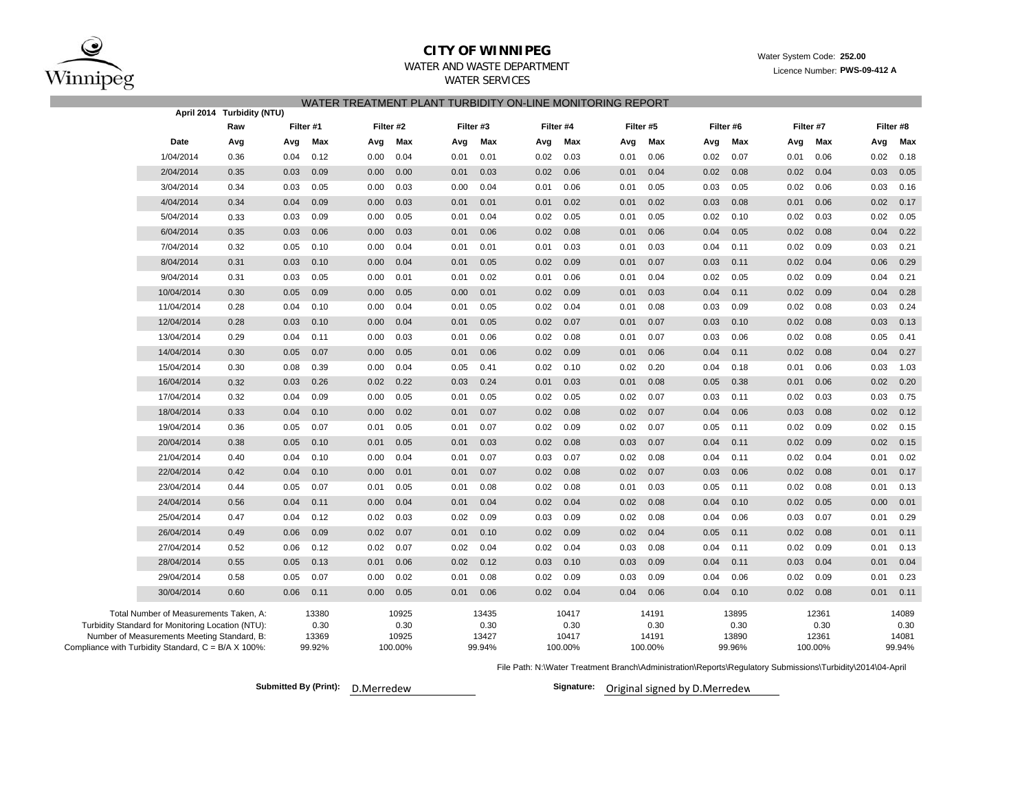**CITY OF WINNIPEG**

WATER AND WASTE DEPARTMENT

WATER SERVICES

Water System Code: **252.00**

Licence Number: **PWS-09-412 A**

## WATER TREATMENT PLANT TURBIDITY ON-LINE MONITORING REPORT

| April 2014 | Turbidity (NTU) | | | | | | | | | | | | | | | | |
|---|---|---|---|---|---|---|---|---|---|---|---|---|---|---|---|---|---|
| | Raw | Filter #1 | | Filter #2 | | Filter #3 | | Filter #4 | | Filter #5 | | Filter #6 | | Filter #7 | | Filter #8 | |
| Date | Avg | Avg | Max | Avg | Max | Avg | Max | Avg | Max | Avg | Max | Avg | Max | Avg | Max | Avg | Max |
| 1/04/2014 | 0.36 | 0.04 | 0.12 | 0.00 | 0.04 | 0.01 | 0.01 | 0.02 | 0.03 | 0.01 | 0.06 | 0.02 | 0.07 | 0.01 | 0.06 | 0.02 | 0.18 |
| 2/04/2014 | 0.35 | 0.03 | 0.09 | 0.00 | 0.00 | 0.01 | 0.03 | 0.02 | 0.06 | 0.01 | 0.04 | 0.02 | 0.08 | 0.02 | 0.04 | 0.03 | 0.05 |
| 3/04/2014 | 0.34 | 0.03 | 0.05 | 0.00 | 0.03 | 0.00 | 0.04 | 0.01 | 0.06 | 0.01 | 0.05 | 0.03 | 0.05 | 0.02 | 0.06 | 0.03 | 0.16 |
| 4/04/2014 | 0.34 | 0.04 | 0.09 | 0.00 | 0.03 | 0.01 | 0.01 | 0.01 | 0.02 | 0.01 | 0.02 | 0.03 | 0.08 | 0.01 | 0.06 | 0.02 | 0.17 |
| 5/04/2014 | 0.33 | 0.03 | 0.09 | 0.00 | 0.05 | 0.01 | 0.04 | 0.02 | 0.05 | 0.01 | 0.05 | 0.02 | 0.10 | 0.02 | 0.03 | 0.02 | 0.05 |
| 6/04/2014 | 0.35 | 0.03 | 0.06 | 0.00 | 0.03 | 0.01 | 0.06 | 0.02 | 0.08 | 0.01 | 0.06 | 0.04 | 0.05 | 0.02 | 0.08 | 0.04 | 0.22 |
| 7/04/2014 | 0.32 | 0.05 | 0.10 | 0.00 | 0.04 | 0.01 | 0.01 | 0.01 | 0.03 | 0.01 | 0.03 | 0.04 | 0.11 | 0.02 | 0.09 | 0.03 | 0.21 |
| 8/04/2014 | 0.31 | 0.03 | 0.10 | 0.00 | 0.04 | 0.01 | 0.05 | 0.02 | 0.09 | 0.01 | 0.07 | 0.03 | 0.11 | 0.02 | 0.04 | 0.06 | 0.29 |
| 9/04/2014 | 0.31 | 0.03 | 0.05 | 0.00 | 0.01 | 0.01 | 0.02 | 0.01 | 0.06 | 0.01 | 0.04 | 0.02 | 0.05 | 0.02 | 0.09 | 0.04 | 0.21 |
| 10/04/2014 | 0.30 | 0.05 | 0.09 | 0.00 | 0.05 | 0.00 | 0.01 | 0.02 | 0.09 | 0.01 | 0.03 | 0.04 | 0.11 | 0.02 | 0.09 | 0.04 | 0.28 |
| 11/04/2014 | 0.28 | 0.04 | 0.10 | 0.00 | 0.04 | 0.01 | 0.05 | 0.02 | 0.04 | 0.01 | 0.08 | 0.03 | 0.09 | 0.02 | 0.08 | 0.03 | 0.24 |
| 12/04/2014 | 0.28 | 0.03 | 0.10 | 0.00 | 0.04 | 0.01 | 0.05 | 0.02 | 0.07 | 0.01 | 0.07 | 0.03 | 0.10 | 0.02 | 0.08 | 0.03 | 0.13 |
| 13/04/2014 | 0.29 | 0.04 | 0.11 | 0.00 | 0.03 | 0.01 | 0.06 | 0.02 | 0.08 | 0.01 | 0.07 | 0.03 | 0.06 | 0.02 | 0.08 | 0.05 | 0.41 |
| 14/04/2014 | 0.30 | 0.05 | 0.07 | 0.00 | 0.05 | 0.01 | 0.06 | 0.02 | 0.09 | 0.01 | 0.06 | 0.04 | 0.11 | 0.02 | 0.08 | 0.04 | 0.27 |
| 15/04/2014 | 0.30 | 0.08 | 0.39 | 0.00 | 0.04 | 0.05 | 0.41 | 0.02 | 0.10 | 0.02 | 0.20 | 0.04 | 0.18 | 0.01 | 0.06 | 0.03 | 1.03 |
| 16/04/2014 | 0.32 | 0.03 | 0.26 | 0.02 | 0.22 | 0.03 | 0.24 | 0.01 | 0.03 | 0.01 | 0.08 | 0.05 | 0.38 | 0.01 | 0.06 | 0.02 | 0.20 |
| 17/04/2014 | 0.32 | 0.04 | 0.09 | 0.00 | 0.05 | 0.01 | 0.05 | 0.02 | 0.05 | 0.02 | 0.07 | 0.03 | 0.11 | 0.02 | 0.03 | 0.03 | 0.75 |
| 18/04/2014 | 0.33 | 0.04 | 0.10 | 0.00 | 0.02 | 0.01 | 0.07 | 0.02 | 0.08 | 0.02 | 0.07 | 0.04 | 0.06 | 0.03 | 0.08 | 0.02 | 0.12 |
| 19/04/2014 | 0.36 | 0.05 | 0.07 | 0.01 | 0.05 | 0.01 | 0.07 | 0.02 | 0.09 | 0.02 | 0.07 | 0.05 | 0.11 | 0.02 | 0.09 | 0.02 | 0.15 |
| 20/04/2014 | 0.38 | 0.05 | 0.10 | 0.01 | 0.05 | 0.01 | 0.03 | 0.02 | 0.08 | 0.03 | 0.07 | 0.04 | 0.11 | 0.02 | 0.09 | 0.02 | 0.15 |
| 21/04/2014 | 0.40 | 0.04 | 0.10 | 0.00 | 0.04 | 0.01 | 0.07 | 0.03 | 0.07 | 0.02 | 0.08 | 0.04 | 0.11 | 0.02 | 0.04 | 0.01 | 0.02 |
| 22/04/2014 | 0.42 | 0.04 | 0.10 | 0.00 | 0.01 | 0.01 | 0.07 | 0.02 | 0.08 | 0.02 | 0.07 | 0.03 | 0.06 | 0.02 | 0.08 | 0.01 | 0.17 |
| 23/04/2014 | 0.44 | 0.05 | 0.07 | 0.01 | 0.05 | 0.01 | 0.08 | 0.02 | 0.08 | 0.01 | 0.03 | 0.05 | 0.11 | 0.02 | 0.08 | 0.01 | 0.13 |
| 24/04/2014 | 0.56 | 0.04 | 0.11 | 0.00 | 0.04 | 0.01 | 0.04 | 0.02 | 0.04 | 0.02 | 0.08 | 0.04 | 0.10 | 0.02 | 0.05 | 0.00 | 0.01 |
| 25/04/2014 | 0.47 | 0.04 | 0.12 | 0.02 | 0.03 | 0.02 | 0.09 | 0.03 | 0.09 | 0.02 | 0.08 | 0.04 | 0.06 | 0.03 | 0.07 | 0.01 | 0.29 |
| 26/04/2014 | 0.49 | 0.06 | 0.09 | 0.02 | 0.07 | 0.01 | 0.10 | 0.02 | 0.09 | 0.02 | 0.04 | 0.05 | 0.11 | 0.02 | 0.08 | 0.01 | 0.11 |
| 27/04/2014 | 0.52 | 0.06 | 0.12 | 0.02 | 0.07 | 0.02 | 0.04 | 0.02 | 0.04 | 0.03 | 0.08 | 0.04 | 0.11 | 0.02 | 0.09 | 0.01 | 0.13 |
| 28/04/2014 | 0.55 | 0.05 | 0.13 | 0.01 | 0.06 | 0.02 | 0.12 | 0.03 | 0.10 | 0.03 | 0.09 | 0.04 | 0.11 | 0.03 | 0.04 | 0.01 | 0.04 |
| 29/04/2014 | 0.58 | 0.05 | 0.07 | 0.00 | 0.02 | 0.01 | 0.08 | 0.02 | 0.09 | 0.03 | 0.09 | 0.04 | 0.06 | 0.02 | 0.09 | 0.01 | 0.23 |
| 30/04/2014 | 0.60 | 0.06 | 0.11 | 0.00 | 0.05 | 0.01 | 0.06 | 0.02 | 0.04 | 0.04 | 0.06 | 0.04 | 0.10 | 0.02 | 0.08 | 0.01 | 0.11 |

| | Filter #1 | Filter #2 | Filter #3 | Filter #4 | Filter #5 | Filter #6 | Filter #7 | Filter #8 |
|---|---|---|---|---|---|---|---|---|
| Total Number of Measurements Taken, A: | 13380 | 10925 | 13435 | 10417 | 14191 | 13895 | 12361 | 14089 |
| Turbidity Standard for Monitoring Location (NTU): | 0.30 | 0.30 | 0.30 | 0.30 | 0.30 | 0.30 | 0.30 | 0.30 |
| Number of Measurements Meeting Standard, B: | 13369 | 10925 | 13427 | 10417 | 14191 | 13890 | 12361 | 14081 |
| Compliance with Turbidity Standard, C = B/A X 100%: | 99.92% | 100.00% | 99.94% | 100.00% | 100.00% | 99.96% | 100.00% | 99.94% |

File Path: N:\Water Treatment Branch\Administration\Reports\Regulatory Submissions\Turbidity\2014\04-April

**Submitted By (Print):** D.Merredew

**Signature:** Original signed by D.Merredew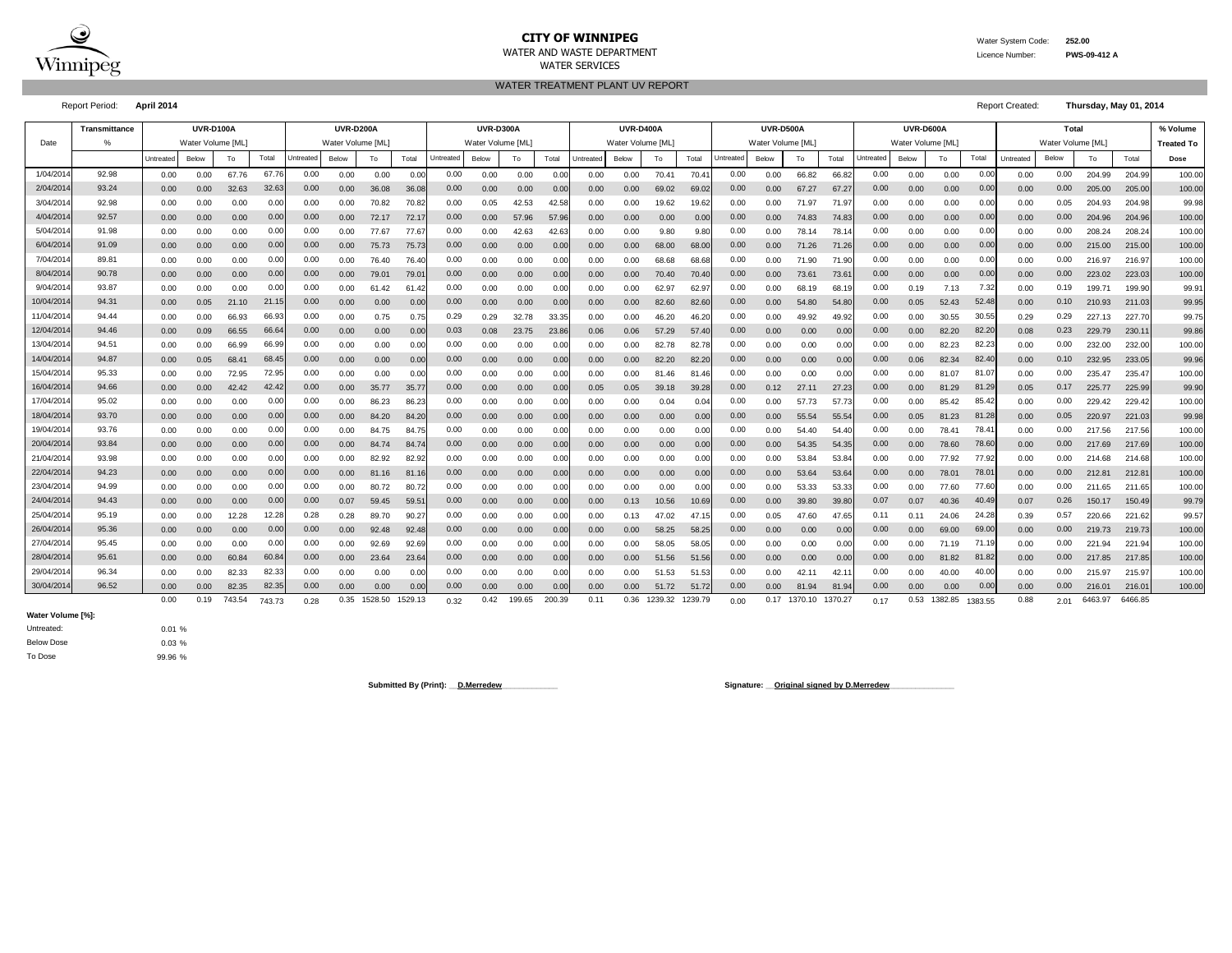**CITY OF WINNIPEG**

WATER AND WASTE DEPARTMENT

WATER SERVICES

Water System Code: **252.00**

Licence Number: **PWS-09-412 A**

WATER TREATMENT PLANT UV REPORT

Report Period: **April 2014**

Report Created: **Thursday, May 01, 2014**

| Date | Transmittance | UVR-D100A | | | | UVR-D200A | | | | UVR-D300A | | | | UVR-D400A | | | | UVR-D500A | | | | UVR-D600A | | | | Total | | | | % Volume |
|---|---|---|---|---|---|---|---|---|---|---|---|---|---|---|---|---|---|---|---|---|---|---|---|---|---|---|---|---|---|---|
| | % | Water Volume [ML] | | | | Water Volume [ML] | | | | Water Volume [ML] | | | | Water Volume [ML] | | | | Water Volume [ML] | | | | Water Volume [ML] | | | | Water Volume [ML] | | | | Treated To |
| | | Untreated | Below | To | Total | Untreated | Below | To | Total | Untreated | Below | To | Total | Untreated | Below | To | Total | Untreated | Below | To | Total | Untreated | Below | To | Total | Untreated | Below | To | Total | Dose |
| 1/04/2014 | 92.98 | 0.00 | 0.00 | 67.76 | 67.76 | 0.00 | 0.00 | 0.00 | 0.00 | 0.00 | 0.00 | 0.00 | 0.00 | 0.00 | 0.00 | 70.41 | 70.41 | 0.00 | 0.00 | 66.82 | 66.82 | 0.00 | 0.00 | 0.00 | 0.00 | 0.00 | 0.00 | 204.99 | 204.99 | 100.00 |
| 2/04/2014 | 93.24 | 0.00 | 0.00 | 32.63 | 32.63 | 0.00 | 0.00 | 36.08 | 36.08 | 0.00 | 0.00 | 0.00 | 0.00 | 0.00 | 0.00 | 69.02 | 69.02 | 0.00 | 0.00 | 67.27 | 67.27 | 0.00 | 0.00 | 0.00 | 0.00 | 0.00 | 0.00 | 205.00 | 205.00 | 100.00 |
| 3/04/2014 | 92.98 | 0.00 | 0.00 | 0.00 | 0.00 | 0.00 | 0.00 | 70.82 | 70.82 | 0.00 | 0.05 | 42.53 | 42.58 | 0.00 | 0.00 | 19.62 | 19.62 | 0.00 | 0.00 | 71.97 | 71.97 | 0.00 | 0.00 | 0.00 | 0.00 | 0.00 | 0.05 | 204.93 | 204.98 | 99.98 |
| 4/04/2014 | 92.57 | 0.00 | 0.00 | 0.00 | 0.00 | 0.00 | 0.00 | 72.17 | 72.17 | 0.00 | 0.00 | 57.96 | 57.96 | 0.00 | 0.00 | 0.00 | 0.00 | 0.00 | 0.00 | 74.83 | 74.83 | 0.00 | 0.00 | 0.00 | 0.00 | 0.00 | 0.00 | 204.96 | 204.96 | 100.00 |
| 5/04/2014 | 91.98 | 0.00 | 0.00 | 0.00 | 0.00 | 0.00 | 0.00 | 77.67 | 77.67 | 0.00 | 0.00 | 42.63 | 42.63 | 0.00 | 0.00 | 9.80 | 9.80 | 0.00 | 0.00 | 78.14 | 78.14 | 0.00 | 0.00 | 0.00 | 0.00 | 0.00 | 0.00 | 208.24 | 208.24 | 100.00 |
| 6/04/2014 | 91.09 | 0.00 | 0.00 | 0.00 | 0.00 | 0.00 | 0.00 | 75.73 | 75.73 | 0.00 | 0.00 | 0.00 | 0.00 | 0.00 | 0.00 | 68.00 | 68.00 | 0.00 | 0.00 | 71.26 | 71.26 | 0.00 | 0.00 | 0.00 | 0.00 | 0.00 | 0.00 | 215.00 | 215.00 | 100.00 |
| 7/04/2014 | 89.81 | 0.00 | 0.00 | 0.00 | 0.00 | 0.00 | 0.00 | 76.40 | 76.40 | 0.00 | 0.00 | 0.00 | 0.00 | 0.00 | 0.00 | 68.68 | 68.68 | 0.00 | 0.00 | 71.90 | 71.90 | 0.00 | 0.00 | 0.00 | 0.00 | 0.00 | 0.00 | 216.97 | 216.97 | 100.00 |
| 8/04/2014 | 90.78 | 0.00 | 0.00 | 0.00 | 0.00 | 0.00 | 0.00 | 79.01 | 79.01 | 0.00 | 0.00 | 0.00 | 0.00 | 0.00 | 0.00 | 70.40 | 70.40 | 0.00 | 0.00 | 73.61 | 73.61 | 0.00 | 0.00 | 0.00 | 0.00 | 0.00 | 0.00 | 223.02 | 223.03 | 100.00 |
| 9/04/2014 | 93.87 | 0.00 | 0.00 | 0.00 | 0.00 | 0.00 | 0.00 | 61.42 | 61.42 | 0.00 | 0.00 | 0.00 | 0.00 | 0.00 | 0.00 | 62.97 | 62.97 | 0.00 | 0.00 | 68.19 | 68.19 | 0.00 | 0.19 | 7.13 | 7.32 | 0.00 | 0.19 | 199.71 | 199.90 | 99.91 |
| 10/04/2014 | 94.31 | 0.00 | 0.05 | 21.10 | 21.15 | 0.00 | 0.00 | 0.00 | 0.00 | 0.00 | 0.00 | 0.00 | 0.00 | 0.00 | 0.00 | 82.60 | 82.60 | 0.00 | 0.00 | 54.80 | 54.80 | 0.00 | 0.05 | 52.43 | 52.48 | 0.00 | 0.10 | 210.93 | 211.03 | 99.95 |
| 11/04/2014 | 94.44 | 0.00 | 0.00 | 66.93 | 66.93 | 0.00 | 0.00 | 0.75 | 0.75 | 0.29 | 0.29 | 32.78 | 33.35 | 0.00 | 0.00 | 46.20 | 46.20 | 0.00 | 0.00 | 49.92 | 49.92 | 0.00 | 0.00 | 30.55 | 30.55 | 0.29 | 0.29 | 227.13 | 227.70 | 99.75 |
| 12/04/2014 | 94.46 | 0.00 | 0.09 | 66.55 | 66.64 | 0.00 | 0.00 | 0.00 | 0.00 | 0.03 | 0.08 | 23.75 | 23.86 | 0.06 | 0.06 | 57.29 | 57.40 | 0.00 | 0.00 | 0.00 | 0.00 | 0.00 | 0.00 | 82.20 | 82.20 | 0.08 | 0.23 | 229.79 | 230.11 | 99.86 |
| 13/04/2014 | 94.51 | 0.00 | 0.00 | 66.99 | 66.99 | 0.00 | 0.00 | 0.00 | 0.00 | 0.00 | 0.00 | 0.00 | 0.00 | 0.00 | 0.00 | 82.78 | 82.78 | 0.00 | 0.00 | 0.00 | 0.00 | 0.00 | 0.00 | 82.23 | 82.23 | 0.00 | 0.00 | 232.00 | 232.00 | 100.00 |
| 14/04/2014 | 94.87 | 0.00 | 0.05 | 68.41 | 68.45 | 0.00 | 0.00 | 0.00 | 0.00 | 0.00 | 0.00 | 0.00 | 0.00 | 0.00 | 0.00 | 82.20 | 82.20 | 0.00 | 0.00 | 0.00 | 0.00 | 0.00 | 0.06 | 82.34 | 82.40 | 0.00 | 0.10 | 232.95 | 233.05 | 99.96 |
| 15/04/2014 | 95.33 | 0.00 | 0.00 | 72.95 | 72.95 | 0.00 | 0.00 | 0.00 | 0.00 | 0.00 | 0.00 | 0.00 | 0.00 | 0.00 | 0.00 | 81.46 | 81.46 | 0.00 | 0.00 | 0.00 | 0.00 | 0.00 | 0.00 | 81.07 | 81.07 | 0.00 | 0.00 | 235.47 | 235.47 | 100.00 |
| 16/04/2014 | 94.66 | 0.00 | 0.00 | 42.42 | 42.42 | 0.00 | 0.00 | 35.77 | 35.77 | 0.00 | 0.00 | 0.00 | 0.00 | 0.05 | 0.05 | 39.18 | 39.28 | 0.00 | 0.12 | 27.11 | 27.23 | 0.00 | 0.00 | 81.29 | 81.29 | 0.05 | 0.17 | 225.77 | 225.99 | 99.90 |
| 17/04/2014 | 95.02 | 0.00 | 0.00 | 0.00 | 0.00 | 0.00 | 0.00 | 86.23 | 86.23 | 0.00 | 0.00 | 0.00 | 0.00 | 0.00 | 0.00 | 0.04 | 0.04 | 0.00 | 0.00 | 57.73 | 57.73 | 0.00 | 0.00 | 85.42 | 85.42 | 0.00 | 0.00 | 229.42 | 229.42 | 100.00 |
| 18/04/2014 | 93.70 | 0.00 | 0.00 | 0.00 | 0.00 | 0.00 | 0.00 | 84.20 | 84.20 | 0.00 | 0.00 | 0.00 | 0.00 | 0.00 | 0.00 | 0.00 | 0.00 | 0.00 | 0.00 | 55.54 | 55.54 | 0.00 | 0.05 | 81.23 | 81.28 | 0.00 | 0.05 | 220.97 | 221.03 | 99.98 |
| 19/04/2014 | 93.76 | 0.00 | 0.00 | 0.00 | 0.00 | 0.00 | 0.00 | 84.75 | 84.75 | 0.00 | 0.00 | 0.00 | 0.00 | 0.00 | 0.00 | 0.00 | 0.00 | 0.00 | 0.00 | 54.40 | 54.40 | 0.00 | 0.00 | 78.41 | 78.41 | 0.00 | 0.00 | 217.56 | 217.56 | 100.00 |
| 20/04/2014 | 93.84 | 0.00 | 0.00 | 0.00 | 0.00 | 0.00 | 0.00 | 84.74 | 84.74 | 0.00 | 0.00 | 0.00 | 0.00 | 0.00 | 0.00 | 0.00 | 0.00 | 0.00 | 0.00 | 54.35 | 54.35 | 0.00 | 0.00 | 78.60 | 78.60 | 0.00 | 0.00 | 217.69 | 217.69 | 100.00 |
| 21/04/2014 | 93.98 | 0.00 | 0.00 | 0.00 | 0.00 | 0.00 | 0.00 | 82.92 | 82.92 | 0.00 | 0.00 | 0.00 | 0.00 | 0.00 | 0.00 | 0.00 | 0.00 | 0.00 | 0.00 | 53.84 | 53.84 | 0.00 | 0.00 | 77.92 | 77.92 | 0.00 | 0.00 | 214.68 | 214.68 | 100.00 |
| 22/04/2014 | 94.23 | 0.00 | 0.00 | 0.00 | 0.00 | 0.00 | 0.00 | 81.16 | 81.16 | 0.00 | 0.00 | 0.00 | 0.00 | 0.00 | 0.00 | 0.00 | 0.00 | 0.00 | 0.00 | 53.64 | 53.64 | 0.00 | 0.00 | 78.01 | 78.01 | 0.00 | 0.00 | 212.81 | 212.81 | 100.00 |
| 23/04/2014 | 94.99 | 0.00 | 0.00 | 0.00 | 0.00 | 0.00 | 0.00 | 80.72 | 80.72 | 0.00 | 0.00 | 0.00 | 0.00 | 0.00 | 0.00 | 0.00 | 0.00 | 0.00 | 0.00 | 53.33 | 53.33 | 0.00 | 0.00 | 77.60 | 77.60 | 0.00 | 0.00 | 211.65 | 211.65 | 100.00 |
| 24/04/2014 | 94.43 | 0.00 | 0.00 | 0.00 | 0.00 | 0.00 | 0.07 | 59.45 | 59.51 | 0.00 | 0.00 | 0.00 | 0.00 | 0.00 | 0.13 | 10.56 | 10.69 | 0.00 | 0.00 | 39.80 | 39.80 | 0.07 | 0.07 | 40.36 | 40.49 | 0.07 | 0.26 | 150.17 | 150.49 | 99.79 |
| 25/04/2014 | 95.19 | 0.00 | 0.00 | 12.28 | 12.28 | 0.28 | 0.28 | 89.70 | 90.27 | 0.00 | 0.00 | 0.00 | 0.00 | 0.00 | 0.13 | 47.02 | 47.15 | 0.00 | 0.05 | 47.60 | 47.65 | 0.11 | 0.11 | 24.06 | 24.28 | 0.39 | 0.57 | 220.66 | 221.62 | 99.57 |
| 26/04/2014 | 95.36 | 0.00 | 0.00 | 0.00 | 0.00 | 0.00 | 0.00 | 92.48 | 92.48 | 0.00 | 0.00 | 0.00 | 0.00 | 0.00 | 0.00 | 58.25 | 58.25 | 0.00 | 0.00 | 0.00 | 0.00 | 0.00 | 0.00 | 69.00 | 69.00 | 0.00 | 0.00 | 219.73 | 219.73 | 100.00 |
| 27/04/2014 | 95.45 | 0.00 | 0.00 | 0.00 | 0.00 | 0.00 | 0.00 | 92.69 | 92.69 | 0.00 | 0.00 | 0.00 | 0.00 | 0.00 | 0.00 | 58.05 | 58.05 | 0.00 | 0.00 | 0.00 | 0.00 | 0.00 | 0.00 | 71.19 | 71.19 | 0.00 | 0.00 | 221.94 | 221.94 | 100.00 |
| 28/04/2014 | 95.61 | 0.00 | 0.00 | 60.84 | 60.84 | 0.00 | 0.00 | 23.64 | 23.64 | 0.00 | 0.00 | 0.00 | 0.00 | 0.00 | 0.00 | 51.56 | 51.56 | 0.00 | 0.00 | 0.00 | 0.00 | 0.00 | 0.00 | 81.82 | 81.82 | 0.00 | 0.00 | 217.85 | 217.85 | 100.00 |
| 29/04/2014 | 96.34 | 0.00 | 0.00 | 82.33 | 82.33 | 0.00 | 0.00 | 0.00 | 0.00 | 0.00 | 0.00 | 0.00 | 0.00 | 0.00 | 0.00 | 51.53 | 51.53 | 0.00 | 0.00 | 42.11 | 42.11 | 0.00 | 0.00 | 40.00 | 40.00 | 0.00 | 0.00 | 215.97 | 215.97 | 100.00 |
| 30/04/2014 | 96.52 | 0.00 | 0.00 | 82.35 | 82.35 | 0.00 | 0.00 | 0.00 | 0.00 | 0.00 | 0.00 | 0.00 | 0.00 | 0.00 | 0.00 | 51.72 | 51.72 | 0.00 | 0.00 | 81.94 | 81.94 | 0.00 | 0.00 | 0.00 | 0.00 | 0.00 | 0.00 | 216.01 | 216.01 | 100.00 |
| | | 0.00 | 0.19 | 743.54 | 743.73 | 0.28 | 0.35 | 1528.50 | 1529.13 | 0.32 | 0.42 | 199.65 | 200.39 | 0.11 | 0.36 | 1239.32 | 1239.79 | 0.00 | 0.17 | 1370.10 | 1370.27 | 0.17 | 0.53 | 1382.85 | 1383.55 | 0.88 | 2.01 | 6463.97 | 6466.85 | |

**Water Volume [%]:**

| | |
|---|---|
| Untreated: | 0.01 % |
| Below Dose | 0.03 % |
| To Dose | 99.96 % |

**Submitted By (Print): D.Merredew**

**Signature: Original signed by D.Merredew**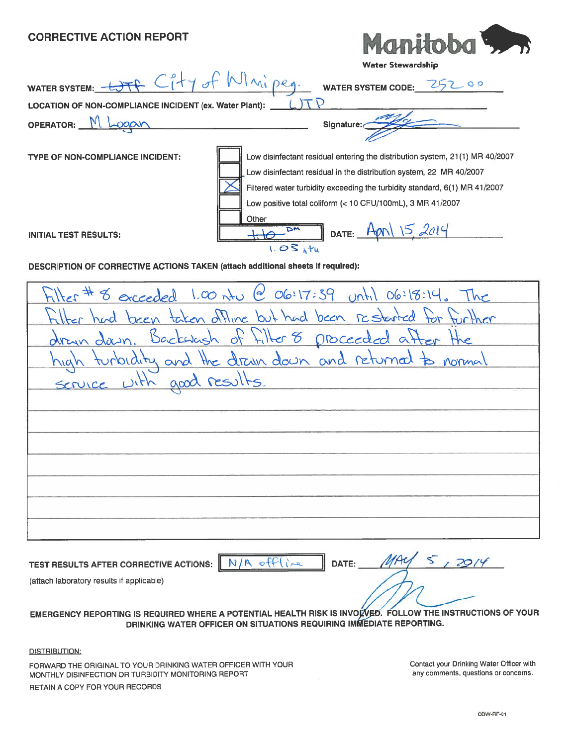# CORRECTIVE ACTION REPORT

Manitoba
Water Stewardship

**WATER SYSTEM:** ~~WTP~~ City of Winnipeg. **WATER SYSTEM CODE:** 252.00

**LOCATION OF NON-COMPLIANCE INCIDENT (ex. Water Plant):** WTP

**OPERATOR:** M Logan **Signature:** [signature]

**TYPE OF NON-COMPLIANCE INCIDENT:**

- [ ] Low disinfectant residual entering the distribution system, 21(1) MR 40/2007
- [ ] Low disinfectant residual in the distribution system, 22 MR 40/2007
- [x] Filtered water turbidity exceeding the turbidity standard, 6(1) MR 41/2007
- [ ] Low positive total coliform (< 10 CFU/100mL), 3 MR 41/2007
- [ ] Other

**INITIAL TEST RESULTS:** ~~1.10~~ DM 1.03 ntu **DATE:** April 15, 2014

**DESCRIPTION OF CORRECTIVE ACTIONS TAKEN (attach additional sheets if required):**

Filter # 8 exceeded 1.00 ntu @ 06:17:39 until 06:18:14. The filter had been taken offline but had been restarted for further drain down. Backwash of filter 8 proceeded after the high turbidity and the drain down and returned to normal service with good results.

**TEST RESULTS AFTER CORRECTIVE ACTIONS:** N/A offline **DATE:** MAY 5, 2014

(attach laboratory results if applicable)

[signature]

**EMERGENCY REPORTING IS REQUIRED WHERE A POTENTIAL HEALTH RISK IS INVOLVED. FOLLOW THE INSTRUCTIONS OF YOUR DRINKING WATER OFFICER ON SITUATIONS REQUIRING IMMEDIATE REPORTING.**

DISTRIBUTION:

FORWARD THE ORIGINAL TO YOUR DRINKING WATER OFFICER WITH YOUR MONTHLY DISINFECTION OR TURBIDITY MONITORING REPORT

RETAIN A COPY FOR YOUR RECORDS

Contact your Drinking Water Officer with any comments, questions or concerns.

ODW-RF-01